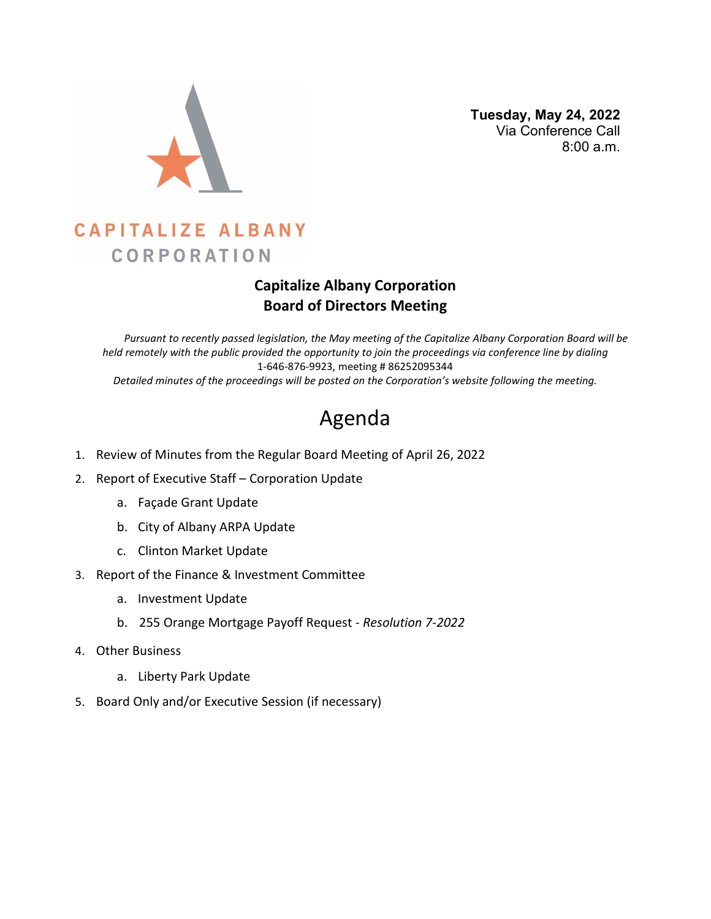CAPITALIZE ALBANY CORPORATION

**Tuesday, May 24, 2022**
Via Conference Call
8:00 a.m.

## Capitalize Albany Corporation
## Board of Directors Meeting

*Pursuant to recently passed legislation, the May meeting of the Capitalize Albany Corporation Board will be held remotely with the public provided the opportunity to join the proceedings via conference line by dialing* 1-646-876-9923, meeting # 86252095344
*Detailed minutes of the proceedings will be posted on the Corporation's website following the meeting.*

# Agenda

1. Review of Minutes from the Regular Board Meeting of April 26, 2022
2. Report of Executive Staff – Corporation Update
    a. Façade Grant Update
    b. City of Albany ARPA Update
    c. Clinton Market Update
3. Report of the Finance & Investment Committee
    a. Investment Update
    b. 255 Orange Mortgage Payoff Request - *Resolution 7-2022*
4. Other Business
    a. Liberty Park Update
5. Board Only and/or Executive Session (if necessary)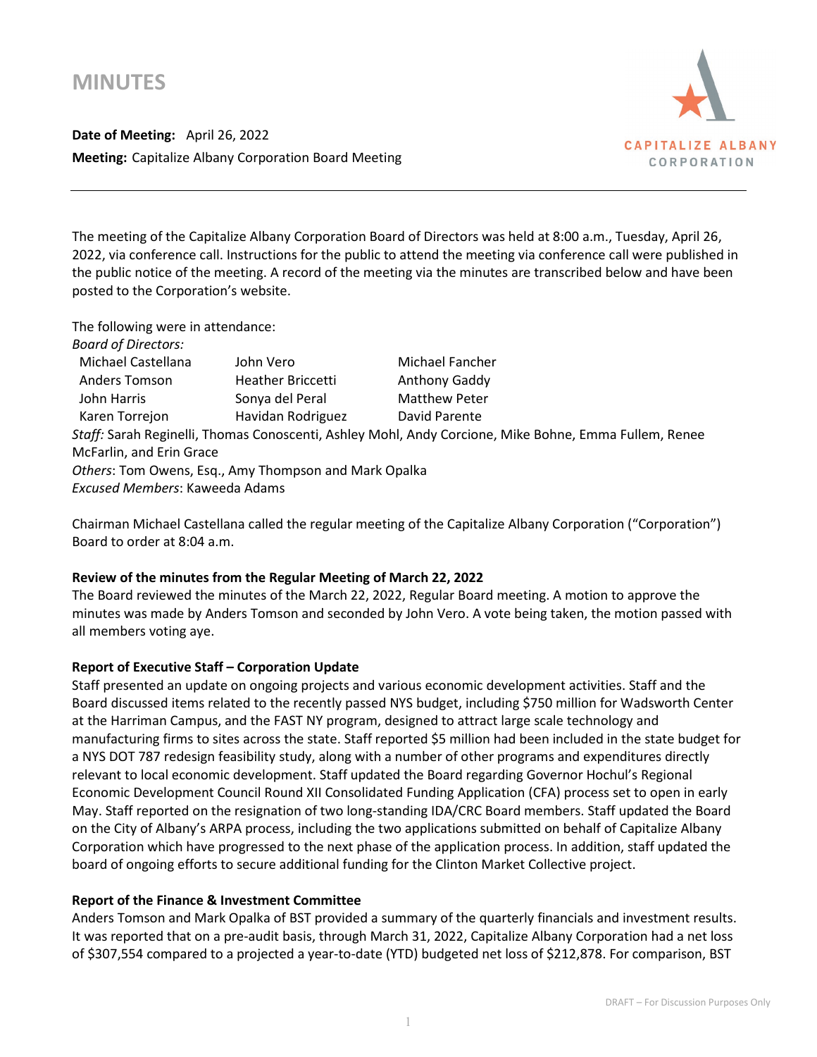# MINUTES

**Date of Meeting:** April 26, 2022

**Meeting:** Capitalize Albany Corporation Board Meeting

CAPITALIZE ALBANY CORPORATION

The meeting of the Capitalize Albany Corporation Board of Directors was held at 8:00 a.m., Tuesday, April 26, 2022, via conference call. Instructions for the public to attend the meeting via conference call were published in the public notice of the meeting. A record of the meeting via the minutes are transcribed below and have been posted to the Corporation's website.

The following were in attendance:

*Board of Directors:*

| | | |
|---|---|---|
| Michael Castellana | John Vero | Michael Fancher |
| Anders Tomson | Heather Briccetti | Anthony Gaddy |
| John Harris | Sonya del Peral | Matthew Peter |
| Karen Torrejon | Havidan Rodriguez | David Parente |

*Staff:* Sarah Reginelli, Thomas Conoscenti, Ashley Mohl, Andy Corcione, Mike Bohne, Emma Fullem, Renee McFarlin, and Erin Grace

*Others*: Tom Owens, Esq., Amy Thompson and Mark Opalka

*Excused Members*: Kaweeda Adams

Chairman Michael Castellana called the regular meeting of the Capitalize Albany Corporation ("Corporation") Board to order at 8:04 a.m.

**Review of the minutes from the Regular Meeting of March 22, 2022**

The Board reviewed the minutes of the March 22, 2022, Regular Board meeting. A motion to approve the minutes was made by Anders Tomson and seconded by John Vero. A vote being taken, the motion passed with all members voting aye.

**Report of Executive Staff – Corporation Update**

Staff presented an update on ongoing projects and various economic development activities. Staff and the Board discussed items related to the recently passed NYS budget, including $750 million for Wadsworth Center at the Harriman Campus, and the FAST NY program, designed to attract large scale technology and manufacturing firms to sites across the state. Staff reported $5 million had been included in the state budget for a NYS DOT 787 redesign feasibility study, along with a number of other programs and expenditures directly relevant to local economic development. Staff updated the Board regarding Governor Hochul's Regional Economic Development Council Round XII Consolidated Funding Application (CFA) process set to open in early May. Staff reported on the resignation of two long-standing IDA/CRC Board members. Staff updated the Board on the City of Albany's ARPA process, including the two applications submitted on behalf of Capitalize Albany Corporation which have progressed to the next phase of the application process. In addition, staff updated the board of ongoing efforts to secure additional funding for the Clinton Market Collective project.

**Report of the Finance & Investment Committee**

Anders Tomson and Mark Opalka of BST provided a summary of the quarterly financials and investment results. It was reported that on a pre-audit basis, through March 31, 2022, Capitalize Albany Corporation had a net loss of $307,554 compared to a projected a year-to-date (YTD) budgeted net loss of $212,878. For comparison, BST

DRAFT – For Discussion Purposes Only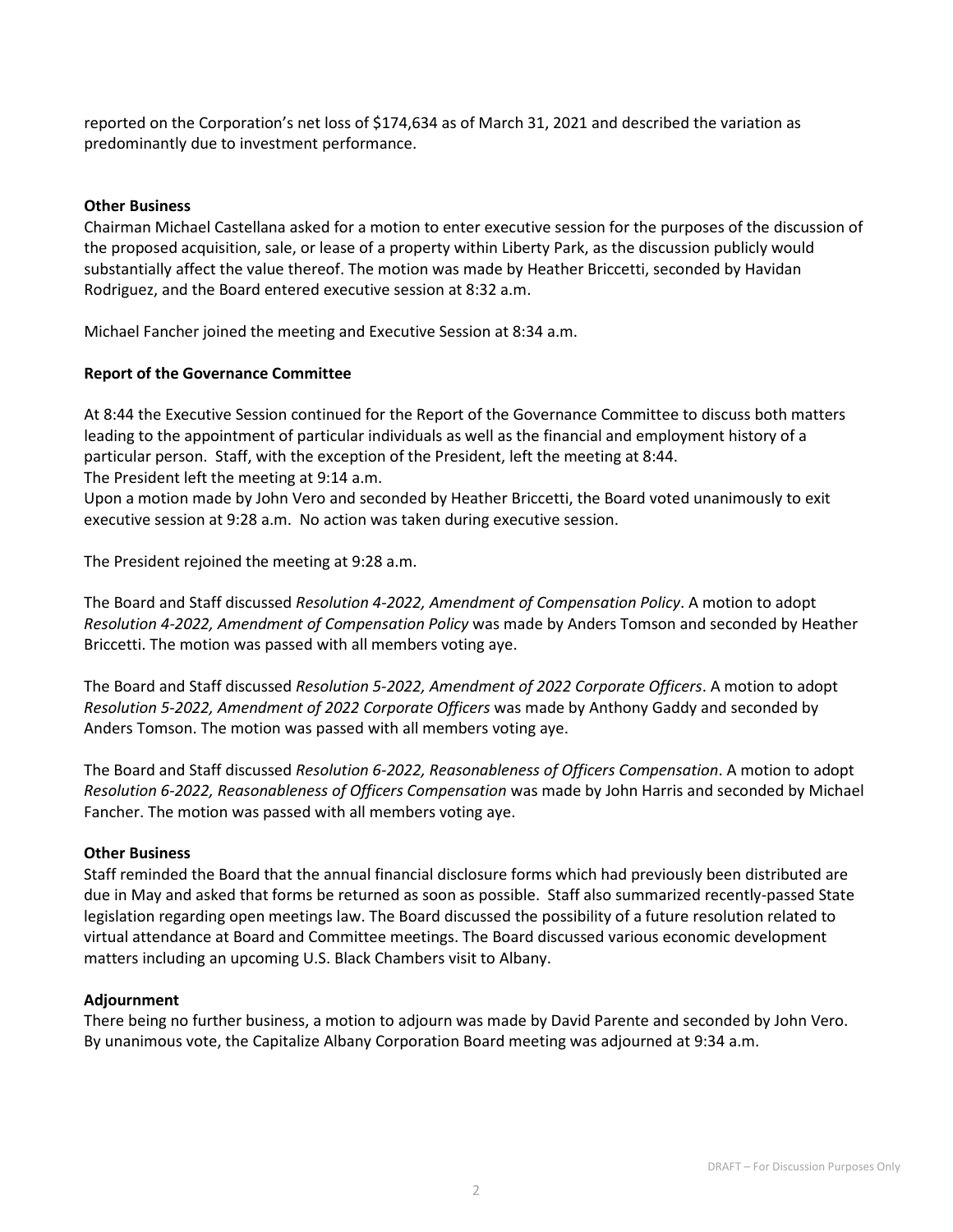reported on the Corporation's net loss of $174,634 as of March 31, 2021 and described the variation as predominantly due to investment performance.

**Other Business**

Chairman Michael Castellana asked for a motion to enter executive session for the purposes of the discussion of the proposed acquisition, sale, or lease of a property within Liberty Park, as the discussion publicly would substantially affect the value thereof. The motion was made by Heather Briccetti, seconded by Havidan Rodriguez, and the Board entered executive session at 8:32 a.m.

Michael Fancher joined the meeting and Executive Session at 8:34 a.m.

**Report of the Governance Committee**

At 8:44 the Executive Session continued for the Report of the Governance Committee to discuss both matters leading to the appointment of particular individuals as well as the financial and employment history of a particular person. Staff, with the exception of the President, left the meeting at 8:44.
The President left the meeting at 9:14 a.m.
Upon a motion made by John Vero and seconded by Heather Briccetti, the Board voted unanimously to exit executive session at 9:28 a.m. No action was taken during executive session.

The President rejoined the meeting at 9:28 a.m.

The Board and Staff discussed *Resolution 4-2022, Amendment of Compensation Policy*. A motion to adopt *Resolution 4-2022, Amendment of Compensation Policy* was made by Anders Tomson and seconded by Heather Briccetti. The motion was passed with all members voting aye.

The Board and Staff discussed *Resolution 5-2022, Amendment of 2022 Corporate Officers*. A motion to adopt *Resolution 5-2022, Amendment of 2022 Corporate Officers* was made by Anthony Gaddy and seconded by Anders Tomson. The motion was passed with all members voting aye.

The Board and Staff discussed *Resolution 6-2022, Reasonableness of Officers Compensation*. A motion to adopt *Resolution 6-2022, Reasonableness of Officers Compensation* was made by John Harris and seconded by Michael Fancher. The motion was passed with all members voting aye.

**Other Business**

Staff reminded the Board that the annual financial disclosure forms which had previously been distributed are due in May and asked that forms be returned as soon as possible. Staff also summarized recently-passed State legislation regarding open meetings law. The Board discussed the possibility of a future resolution related to virtual attendance at Board and Committee meetings. The Board discussed various economic development matters including an upcoming U.S. Black Chambers visit to Albany.

**Adjournment**

There being no further business, a motion to adjourn was made by David Parente and seconded by John Vero. By unanimous vote, the Capitalize Albany Corporation Board meeting was adjourned at 9:34 a.m.

DRAFT – For Discussion Purposes Only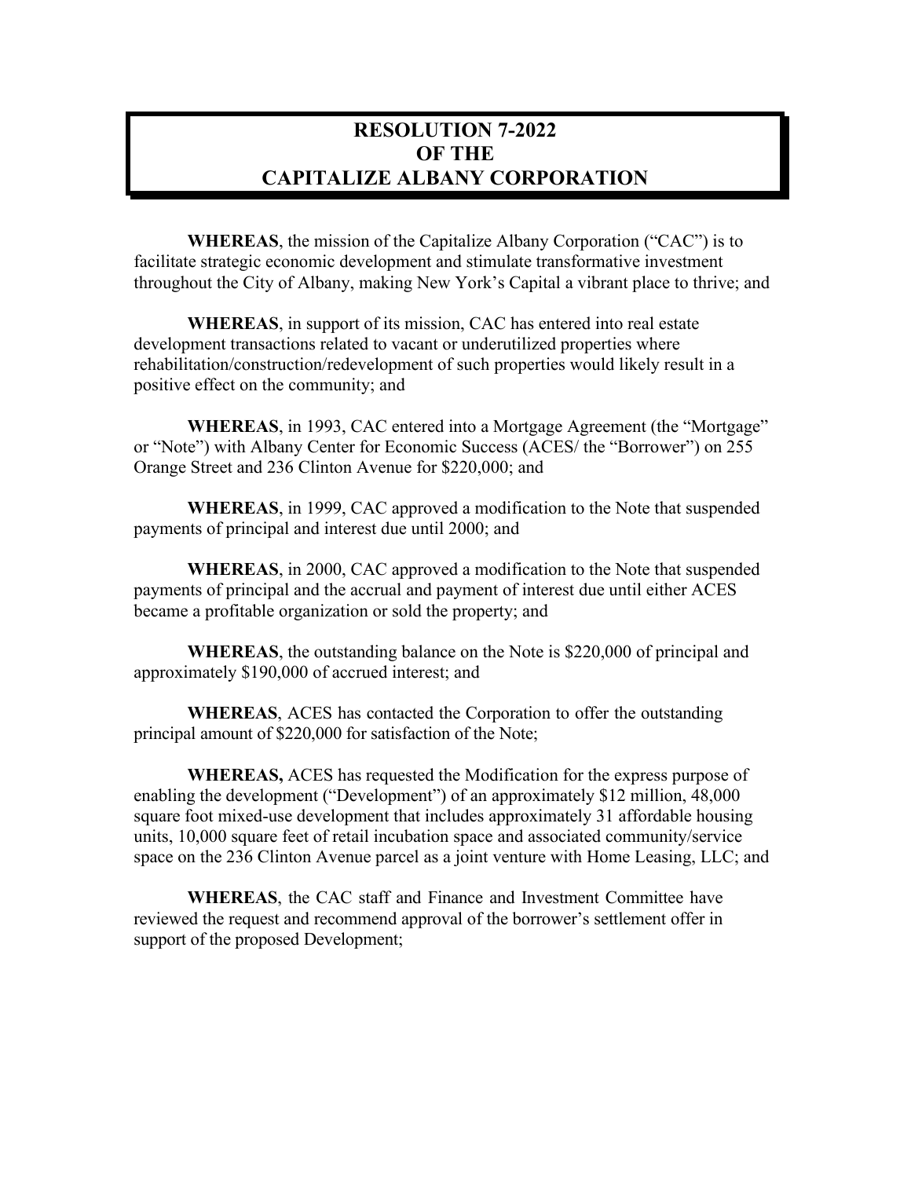# RESOLUTION 7-2022
# OF THE
# CAPITALIZE ALBANY CORPORATION

**WHEREAS**, the mission of the Capitalize Albany Corporation ("CAC") is to facilitate strategic economic development and stimulate transformative investment throughout the City of Albany, making New York's Capital a vibrant place to thrive; and

**WHEREAS**, in support of its mission, CAC has entered into real estate development transactions related to vacant or underutilized properties where rehabilitation/construction/redevelopment of such properties would likely result in a positive effect on the community; and

**WHEREAS**, in 1993, CAC entered into a Mortgage Agreement (the "Mortgage" or "Note") with Albany Center for Economic Success (ACES/ the "Borrower") on 255 Orange Street and 236 Clinton Avenue for $220,000; and

**WHEREAS**, in 1999, CAC approved a modification to the Note that suspended payments of principal and interest due until 2000; and

**WHEREAS**, in 2000, CAC approved a modification to the Note that suspended payments of principal and the accrual and payment of interest due until either ACES became a profitable organization or sold the property; and

**WHEREAS**, the outstanding balance on the Note is $220,000 of principal and approximately $190,000 of accrued interest; and

**WHEREAS**, ACES has contacted the Corporation to offer the outstanding principal amount of $220,000 for satisfaction of the Note;

**WHEREAS,** ACES has requested the Modification for the express purpose of enabling the development ("Development") of an approximately $12 million, 48,000 square foot mixed-use development that includes approximately 31 affordable housing units, 10,000 square feet of retail incubation space and associated community/service space on the 236 Clinton Avenue parcel as a joint venture with Home Leasing, LLC; and

**WHEREAS**, the CAC staff and Finance and Investment Committee have reviewed the request and recommend approval of the borrower's settlement offer in support of the proposed Development;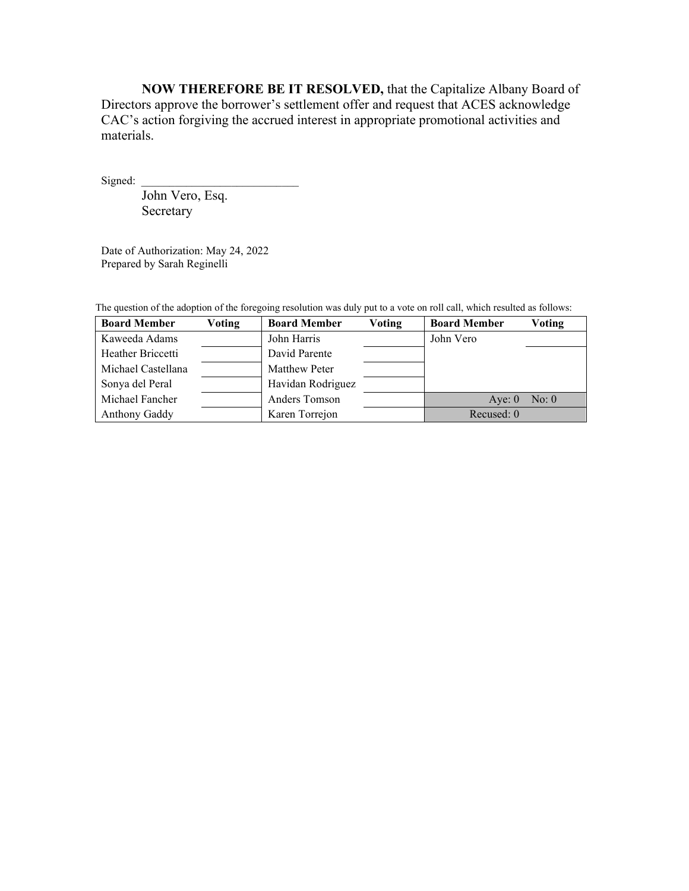**NOW THEREFORE BE IT RESOLVED,** that the Capitalize Albany Board of Directors approve the borrower's settlement offer and request that ACES acknowledge CAC's action forgiving the accrued interest in appropriate promotional activities and materials.

Signed: ___________________________
John Vero, Esq.
Secretary

Date of Authorization: May 24, 2022
Prepared by Sarah Reginelli

The question of the adoption of the foregoing resolution was duly put to a vote on roll call, which resulted as follows:

| Board Member | Voting | Board Member | Voting | Board Member | Voting |
|---|---|---|---|---|---|
| Kaweeda Adams | | John Harris | | John Vero | |
| Heather Briccetti | | David Parente | | | |
| Michael Castellana | | Matthew Peter | | | |
| Sonya del Peral | | Havidan Rodriguez | | | |
| Michael Fancher | | Anders Tomson | | Aye: 0 | No: 0 |
| Anthony Gaddy | | Karen Torrejon | | Recused: 0 | |